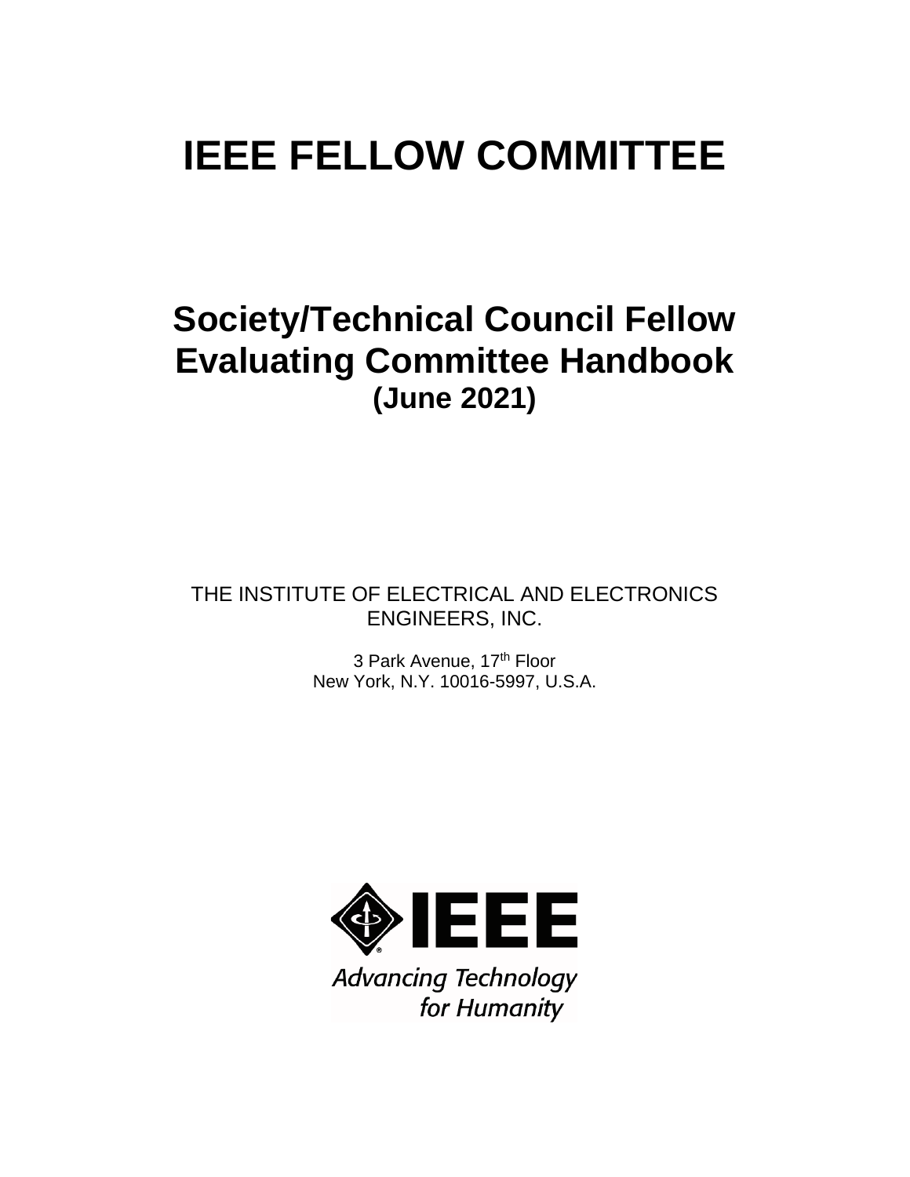# IEEE FELLOW COMMITTEE

## Society/Technical Council Fellow Evaluating Committee Handbook

**(June 2021)**

THE INSTITUTE OF ELECTRICAL AND ELECTRONICS ENGINEERS, INC.

3 Park Avenue, 17th Floor
New York, N.Y. 10016-5997, U.S.A.

IEEE

Advancing Technology for Humanity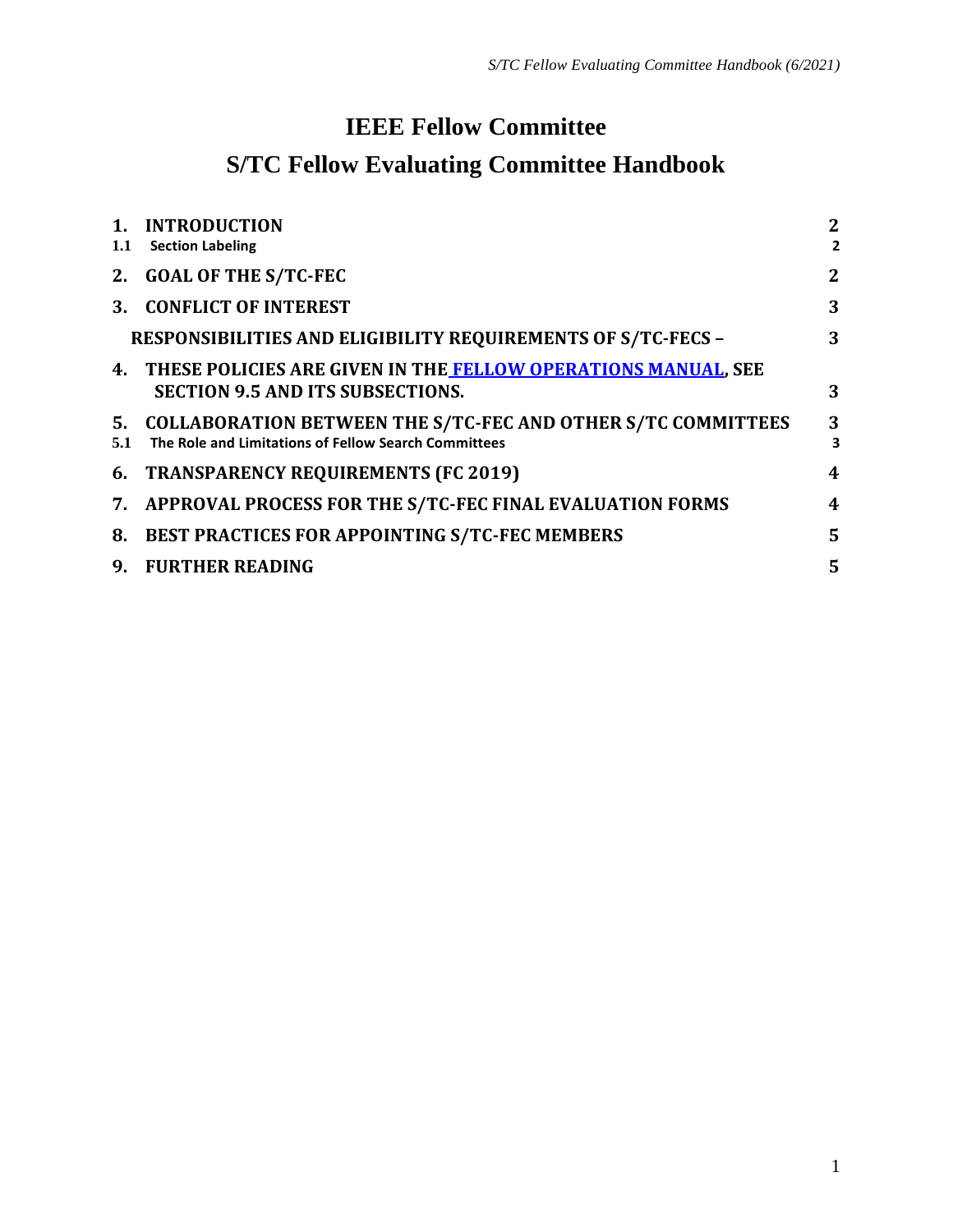# IEEE Fellow Committee

# S/TC Fellow Evaluating Committee Handbook

| | | |
|---|---|---|
| **1.** | **INTRODUCTION** | **2** |
| **1.1** | **Section Labeling** | **2** |
| **2.** | **GOAL OF THE S/TC-FEC** | **2** |
| **3.** | **CONFLICT OF INTEREST** | **3** |
| | **RESPONSIBILITIES AND ELIGIBILITY REQUIREMENTS OF S/TC-FECS –** | **3** |
| **4.** | **THESE POLICIES ARE GIVEN IN THE FELLOW OPERATIONS MANUAL, SEE SECTION 9.5 AND ITS SUBSECTIONS.** | **3** |
| **5.** | **COLLABORATION BETWEEN THE S/TC-FEC AND OTHER S/TC COMMITTEES** | **3** |
| **5.1** | **The Role and Limitations of Fellow Search Committees** | **3** |
| **6.** | **TRANSPARENCY REQUIREMENTS (FC 2019)** | **4** |
| **7.** | **APPROVAL PROCESS FOR THE S/TC-FEC FINAL EVALUATION FORMS** | **4** |
| **8.** | **BEST PRACTICES FOR APPOINTING S/TC-FEC MEMBERS** | **5** |
| **9.** | **FURTHER READING** | **5** |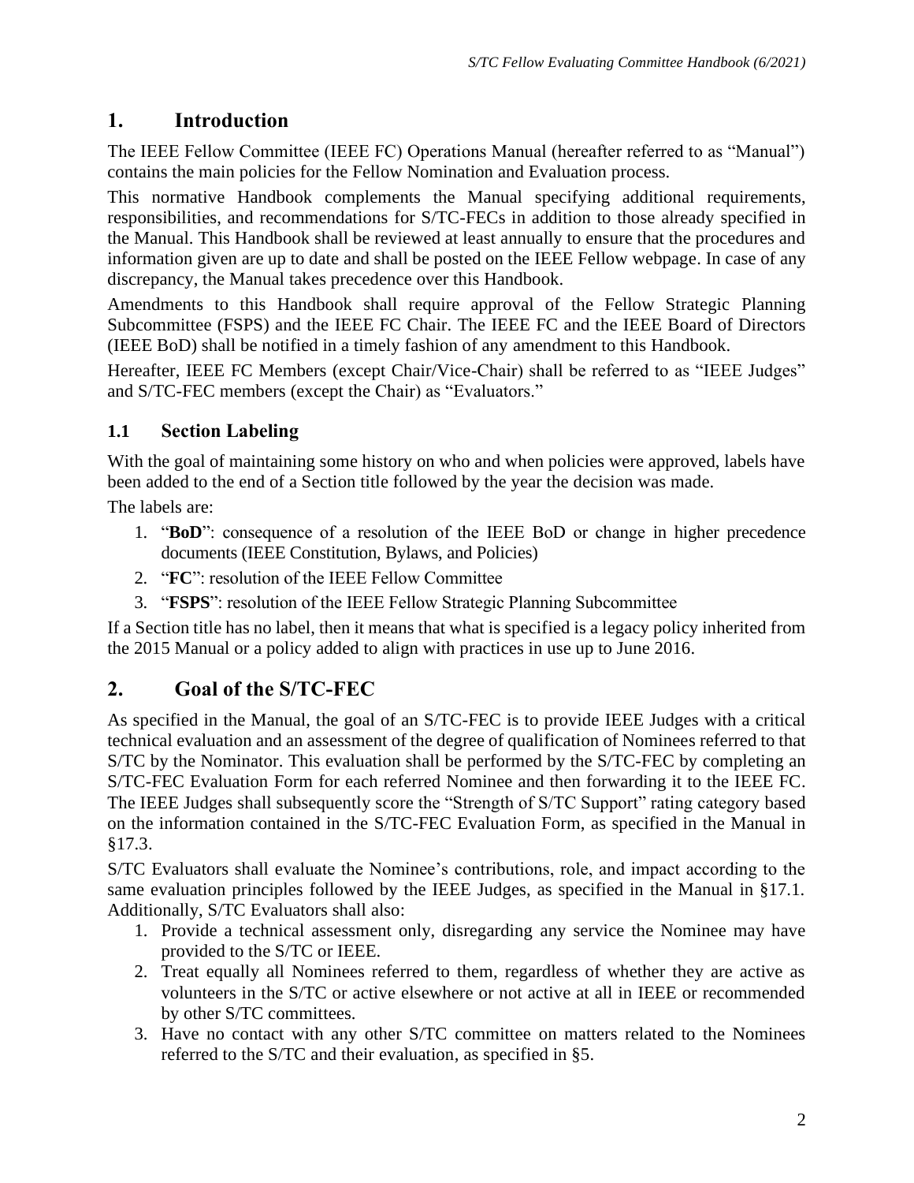# 1. Introduction

The IEEE Fellow Committee (IEEE FC) Operations Manual (hereafter referred to as "Manual") contains the main policies for the Fellow Nomination and Evaluation process.

This normative Handbook complements the Manual specifying additional requirements, responsibilities, and recommendations for S/TC-FECs in addition to those already specified in the Manual. This Handbook shall be reviewed at least annually to ensure that the procedures and information given are up to date and shall be posted on the IEEE Fellow webpage. In case of any discrepancy, the Manual takes precedence over this Handbook.

Amendments to this Handbook shall require approval of the Fellow Strategic Planning Subcommittee (FSPS) and the IEEE FC Chair. The IEEE FC and the IEEE Board of Directors (IEEE BoD) shall be notified in a timely fashion of any amendment to this Handbook.

Hereafter, IEEE FC Members (except Chair/Vice-Chair) shall be referred to as "IEEE Judges" and S/TC-FEC members (except the Chair) as "Evaluators."

## 1.1 Section Labeling

With the goal of maintaining some history on who and when policies were approved, labels have been added to the end of a Section title followed by the year the decision was made.

The labels are:

1. "**BoD**": consequence of a resolution of the IEEE BoD or change in higher precedence documents (IEEE Constitution, Bylaws, and Policies)
2. "**FC**": resolution of the IEEE Fellow Committee
3. "**FSPS**": resolution of the IEEE Fellow Strategic Planning Subcommittee

If a Section title has no label, then it means that what is specified is a legacy policy inherited from the 2015 Manual or a policy added to align with practices in use up to June 2016.

# 2. Goal of the S/TC-FEC

As specified in the Manual, the goal of an S/TC-FEC is to provide IEEE Judges with a critical technical evaluation and an assessment of the degree of qualification of Nominees referred to that S/TC by the Nominator. This evaluation shall be performed by the S/TC-FEC by completing an S/TC-FEC Evaluation Form for each referred Nominee and then forwarding it to the IEEE FC. The IEEE Judges shall subsequently score the "Strength of S/TC Support" rating category based on the information contained in the S/TC-FEC Evaluation Form, as specified in the Manual in §17.3.

S/TC Evaluators shall evaluate the Nominee's contributions, role, and impact according to the same evaluation principles followed by the IEEE Judges, as specified in the Manual in §17.1. Additionally, S/TC Evaluators shall also:

1. Provide a technical assessment only, disregarding any service the Nominee may have provided to the S/TC or IEEE.
2. Treat equally all Nominees referred to them, regardless of whether they are active as volunteers in the S/TC or active elsewhere or not active at all in IEEE or recommended by other S/TC committees.
3. Have no contact with any other S/TC committee on matters related to the Nominees referred to the S/TC and their evaluation, as specified in §5.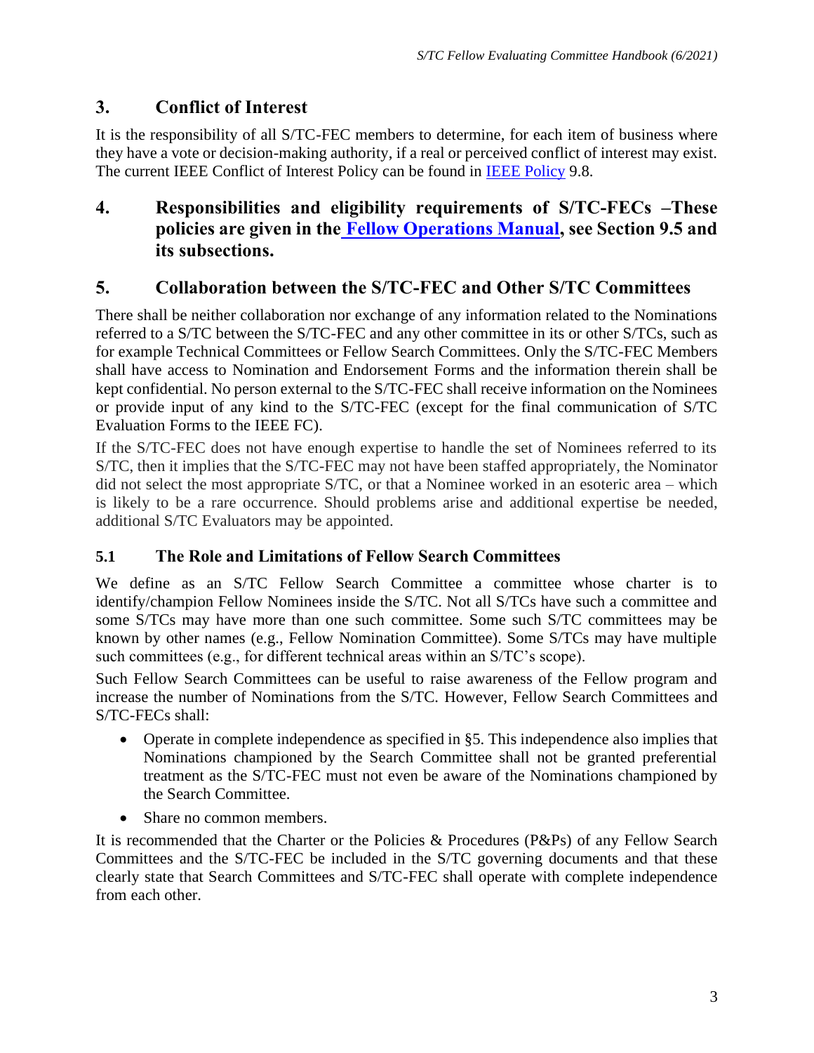## 3. Conflict of Interest

It is the responsibility of all S/TC-FEC members to determine, for each item of business where they have a vote or decision-making authority, if a real or perceived conflict of interest may exist. The current IEEE Conflict of Interest Policy can be found in IEEE Policy 9.8.

## 4. Responsibilities and eligibility requirements of S/TC-FECs –These policies are given in the Fellow Operations Manual, see Section 9.5 and its subsections.

## 5. Collaboration between the S/TC-FEC and Other S/TC Committees

There shall be neither collaboration nor exchange of any information related to the Nominations referred to a S/TC between the S/TC-FEC and any other committee in its or other S/TCs, such as for example Technical Committees or Fellow Search Committees. Only the S/TC-FEC Members shall have access to Nomination and Endorsement Forms and the information therein shall be kept confidential. No person external to the S/TC-FEC shall receive information on the Nominees or provide input of any kind to the S/TC-FEC (except for the final communication of S/TC Evaluation Forms to the IEEE FC).

If the S/TC-FEC does not have enough expertise to handle the set of Nominees referred to its S/TC, then it implies that the S/TC-FEC may not have been staffed appropriately, the Nominator did not select the most appropriate S/TC, or that a Nominee worked in an esoteric area – which is likely to be a rare occurrence. Should problems arise and additional expertise be needed, additional S/TC Evaluators may be appointed.

### 5.1 The Role and Limitations of Fellow Search Committees

We define as an S/TC Fellow Search Committee a committee whose charter is to identify/champion Fellow Nominees inside the S/TC. Not all S/TCs have such a committee and some S/TCs may have more than one such committee. Some such S/TC committees may be known by other names (e.g., Fellow Nomination Committee). Some S/TCs may have multiple such committees (e.g., for different technical areas within an S/TC's scope).

Such Fellow Search Committees can be useful to raise awareness of the Fellow program and increase the number of Nominations from the S/TC. However, Fellow Search Committees and S/TC-FECs shall:

- Operate in complete independence as specified in §5. This independence also implies that Nominations championed by the Search Committee shall not be granted preferential treatment as the S/TC-FEC must not even be aware of the Nominations championed by the Search Committee.
- Share no common members.

It is recommended that the Charter or the Policies & Procedures (P&Ps) of any Fellow Search Committees and the S/TC-FEC be included in the S/TC governing documents and that these clearly state that Search Committees and S/TC-FEC shall operate with complete independence from each other.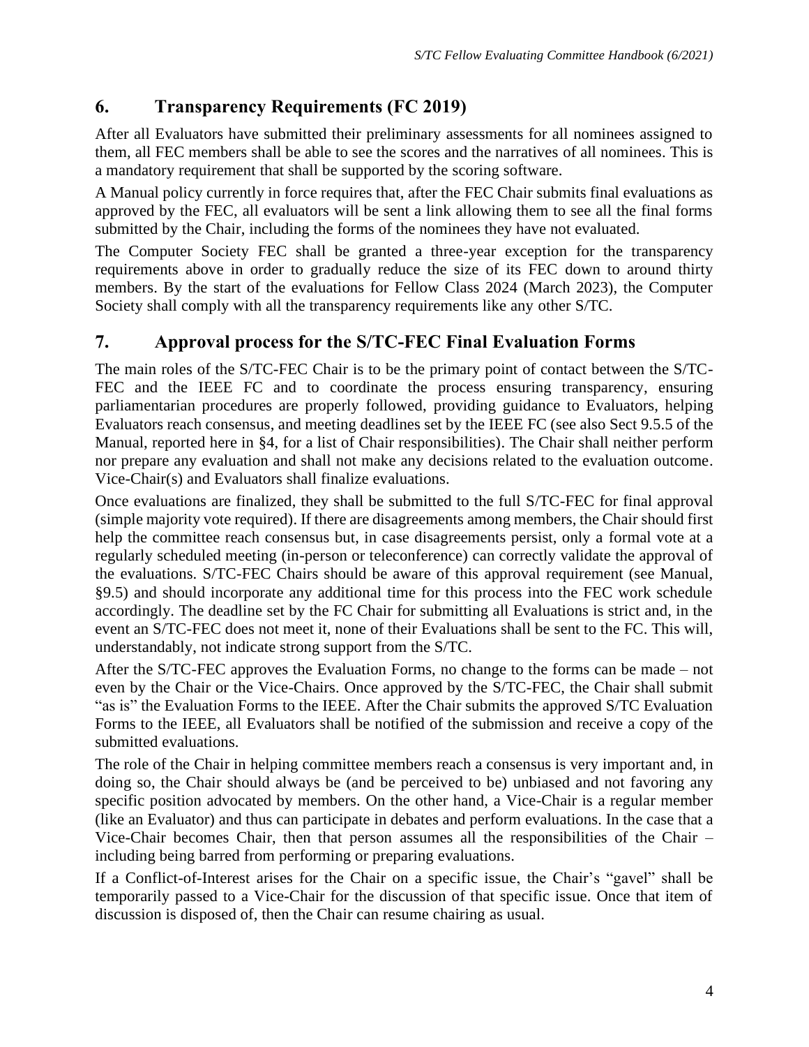## 6. Transparency Requirements (FC 2019)

After all Evaluators have submitted their preliminary assessments for all nominees assigned to them, all FEC members shall be able to see the scores and the narratives of all nominees. This is a mandatory requirement that shall be supported by the scoring software.

A Manual policy currently in force requires that, after the FEC Chair submits final evaluations as approved by the FEC, all evaluators will be sent a link allowing them to see all the final forms submitted by the Chair, including the forms of the nominees they have not evaluated.

The Computer Society FEC shall be granted a three-year exception for the transparency requirements above in order to gradually reduce the size of its FEC down to around thirty members. By the start of the evaluations for Fellow Class 2024 (March 2023), the Computer Society shall comply with all the transparency requirements like any other S/TC.

## 7. Approval process for the S/TC-FEC Final Evaluation Forms

The main roles of the S/TC-FEC Chair is to be the primary point of contact between the S/TC-FEC and the IEEE FC and to coordinate the process ensuring transparency, ensuring parliamentarian procedures are properly followed, providing guidance to Evaluators, helping Evaluators reach consensus, and meeting deadlines set by the IEEE FC (see also Sect 9.5.5 of the Manual, reported here in §4, for a list of Chair responsibilities). The Chair shall neither perform nor prepare any evaluation and shall not make any decisions related to the evaluation outcome. Vice-Chair(s) and Evaluators shall finalize evaluations.

Once evaluations are finalized, they shall be submitted to the full S/TC-FEC for final approval (simple majority vote required). If there are disagreements among members, the Chair should first help the committee reach consensus but, in case disagreements persist, only a formal vote at a regularly scheduled meeting (in-person or teleconference) can correctly validate the approval of the evaluations. S/TC-FEC Chairs should be aware of this approval requirement (see Manual, §9.5) and should incorporate any additional time for this process into the FEC work schedule accordingly. The deadline set by the FC Chair for submitting all Evaluations is strict and, in the event an S/TC-FEC does not meet it, none of their Evaluations shall be sent to the FC. This will, understandably, not indicate strong support from the S/TC.

After the S/TC-FEC approves the Evaluation Forms, no change to the forms can be made – not even by the Chair or the Vice-Chairs. Once approved by the S/TC-FEC, the Chair shall submit "as is" the Evaluation Forms to the IEEE. After the Chair submits the approved S/TC Evaluation Forms to the IEEE, all Evaluators shall be notified of the submission and receive a copy of the submitted evaluations.

The role of the Chair in helping committee members reach a consensus is very important and, in doing so, the Chair should always be (and be perceived to be) unbiased and not favoring any specific position advocated by members. On the other hand, a Vice-Chair is a regular member (like an Evaluator) and thus can participate in debates and perform evaluations. In the case that a Vice-Chair becomes Chair, then that person assumes all the responsibilities of the Chair – including being barred from performing or preparing evaluations.

If a Conflict-of-Interest arises for the Chair on a specific issue, the Chair's "gavel" shall be temporarily passed to a Vice-Chair for the discussion of that specific issue. Once that item of discussion is disposed of, then the Chair can resume chairing as usual.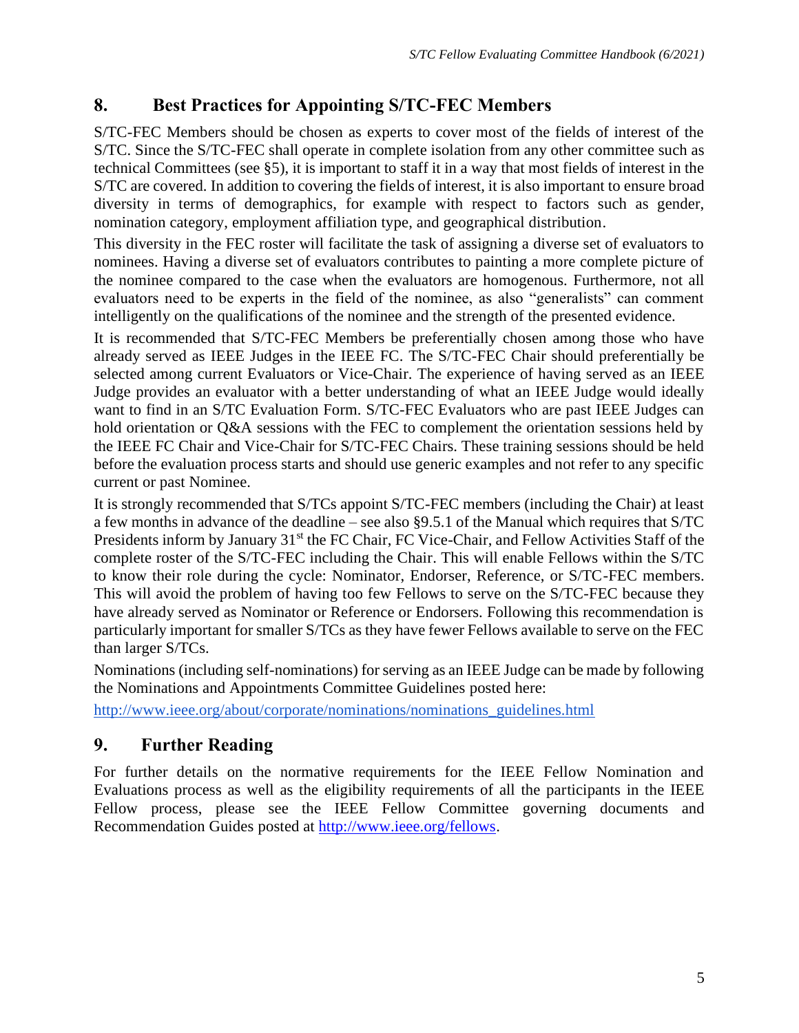## 8. Best Practices for Appointing S/TC-FEC Members

S/TC-FEC Members should be chosen as experts to cover most of the fields of interest of the S/TC. Since the S/TC-FEC shall operate in complete isolation from any other committee such as technical Committees (see §5), it is important to staff it in a way that most fields of interest in the S/TC are covered. In addition to covering the fields of interest, it is also important to ensure broad diversity in terms of demographics, for example with respect to factors such as gender, nomination category, employment affiliation type, and geographical distribution.

This diversity in the FEC roster will facilitate the task of assigning a diverse set of evaluators to nominees. Having a diverse set of evaluators contributes to painting a more complete picture of the nominee compared to the case when the evaluators are homogenous. Furthermore, not all evaluators need to be experts in the field of the nominee, as also "generalists" can comment intelligently on the qualifications of the nominee and the strength of the presented evidence.

It is recommended that S/TC-FEC Members be preferentially chosen among those who have already served as IEEE Judges in the IEEE FC. The S/TC-FEC Chair should preferentially be selected among current Evaluators or Vice-Chair. The experience of having served as an IEEE Judge provides an evaluator with a better understanding of what an IEEE Judge would ideally want to find in an S/TC Evaluation Form. S/TC-FEC Evaluators who are past IEEE Judges can hold orientation or Q&A sessions with the FEC to complement the orientation sessions held by the IEEE FC Chair and Vice-Chair for S/TC-FEC Chairs. These training sessions should be held before the evaluation process starts and should use generic examples and not refer to any specific current or past Nominee.

It is strongly recommended that S/TCs appoint S/TC-FEC members (including the Chair) at least a few months in advance of the deadline – see also §9.5.1 of the Manual which requires that S/TC Presidents inform by January 31st the FC Chair, FC Vice-Chair, and Fellow Activities Staff of the complete roster of the S/TC-FEC including the Chair. This will enable Fellows within the S/TC to know their role during the cycle: Nominator, Endorser, Reference, or S/TC-FEC members. This will avoid the problem of having too few Fellows to serve on the S/TC-FEC because they have already served as Nominator or Reference or Endorsers. Following this recommendation is particularly important for smaller S/TCs as they have fewer Fellows available to serve on the FEC than larger S/TCs.

Nominations (including self-nominations) for serving as an IEEE Judge can be made by following the Nominations and Appointments Committee Guidelines posted here:

http://www.ieee.org/about/corporate/nominations/nominations_guidelines.html

## 9. Further Reading

For further details on the normative requirements for the IEEE Fellow Nomination and Evaluations process as well as the eligibility requirements of all the participants in the IEEE Fellow process, please see the IEEE Fellow Committee governing documents and Recommendation Guides posted at http://www.ieee.org/fellows.